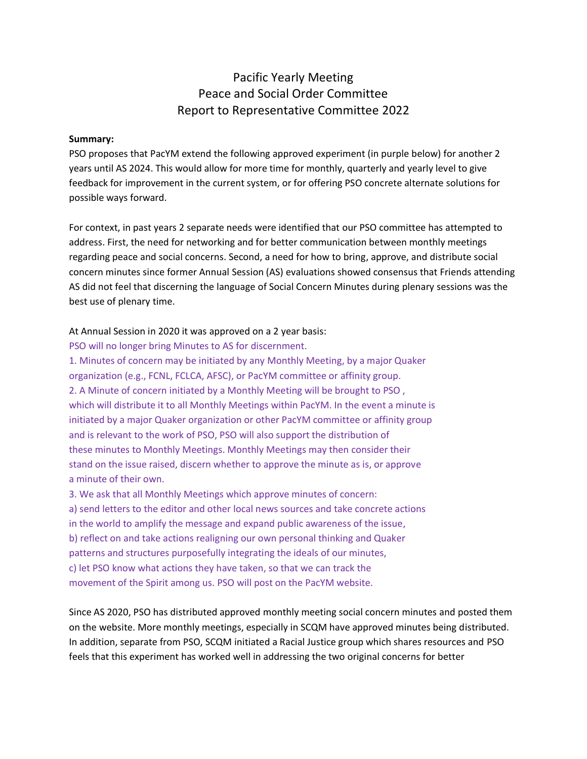# Pacific Yearly Meeting
# Peace and Social Order Committee
# Report to Representative Committee 2022

**Summary:**

PSO proposes that PacYM extend the following approved experiment (in purple below) for another 2 years until AS 2024. This would allow for more time for monthly, quarterly and yearly level to give feedback for improvement in the current system, or for offering PSO concrete alternate solutions for possible ways forward.

For context, in past years 2 separate needs were identified that our PSO committee has attempted to address. First, the need for networking and for better communication between monthly meetings regarding peace and social concerns. Second, a need for how to bring, approve, and distribute social concern minutes since former Annual Session (AS) evaluations showed consensus that Friends attending AS did not feel that discerning the language of Social Concern Minutes during plenary sessions was the best use of plenary time.

At Annual Session in 2020 it was approved on a 2 year basis:

PSO will no longer bring Minutes to AS for discernment.

1. Minutes of concern may be initiated by any Monthly Meeting, by a major Quaker organization (e.g., FCNL, FCLCA, AFSC), or PacYM committee or affinity group.
2. A Minute of concern initiated by a Monthly Meeting will be brought to PSO , which will distribute it to all Monthly Meetings within PacYM. In the event a minute is initiated by a major Quaker organization or other PacYM committee or affinity group and is relevant to the work of PSO, PSO will also support the distribution of these minutes to Monthly Meetings. Monthly Meetings may then consider their stand on the issue raised, discern whether to approve the minute as is, or approve a minute of their own.
3. We ask that all Monthly Meetings which approve minutes of concern:
   a) send letters to the editor and other local news sources and take concrete actions in the world to amplify the message and expand public awareness of the issue,
   b) reflect on and take actions realigning our own personal thinking and Quaker patterns and structures purposefully integrating the ideals of our minutes,
   c) let PSO know what actions they have taken, so that we can track the movement of the Spirit among us. PSO will post on the PacYM website.

Since AS 2020, PSO has distributed approved monthly meeting social concern minutes and posted them on the website. More monthly meetings, especially in SCQM have approved minutes being distributed. In addition, separate from PSO, SCQM initiated a Racial Justice group which shares resources and PSO feels that this experiment has worked well in addressing the two original concerns for better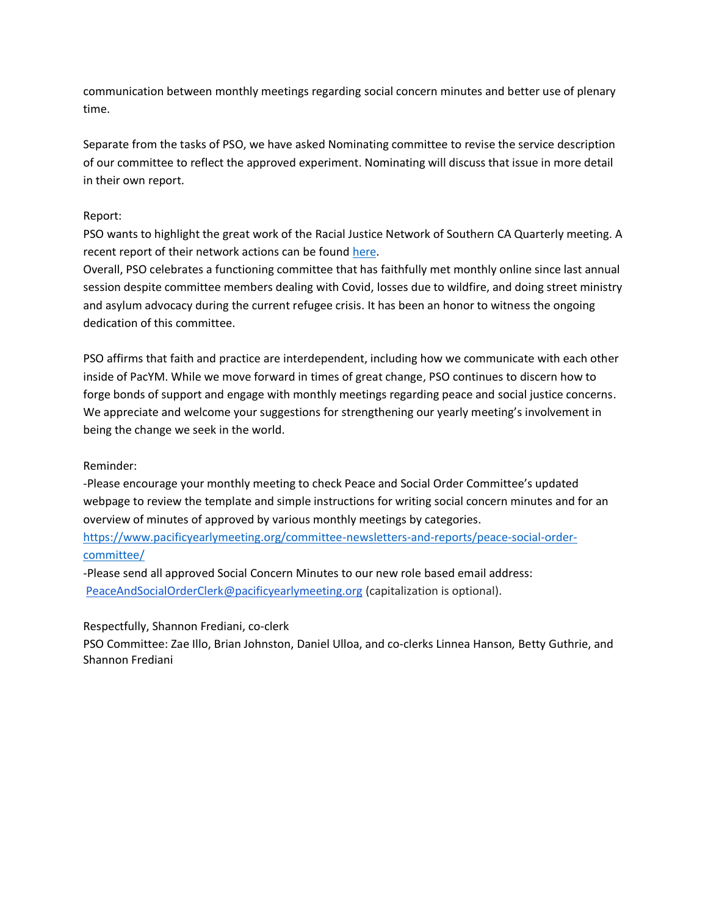communication between monthly meetings regarding social concern minutes and better use of plenary time.

Separate from the tasks of PSO, we have asked Nominating committee to revise the service description of our committee to reflect the approved experiment. Nominating will discuss that issue in more detail in their own report.

Report:
PSO wants to highlight the great work of the Racial Justice Network of Southern CA Quarterly meeting. A recent report of their network actions can be found [here](here).
Overall, PSO celebrates a functioning committee that has faithfully met monthly online since last annual session despite committee members dealing with Covid, losses due to wildfire, and doing street ministry and asylum advocacy during the current refugee crisis. It has been an honor to witness the ongoing dedication of this committee.

PSO affirms that faith and practice are interdependent, including how we communicate with each other inside of PacYM. While we move forward in times of great change, PSO continues to discern how to forge bonds of support and engage with monthly meetings regarding peace and social justice concerns. We appreciate and welcome your suggestions for strengthening our yearly meeting's involvement in being the change we seek in the world.

Reminder:
-Please encourage your monthly meeting to check Peace and Social Order Committee's updated webpage to review the template and simple instructions for writing social concern minutes and for an overview of minutes of approved by various monthly meetings by categories.
https://www.pacificyearlymeeting.org/committee-newsletters-and-reports/peace-social-order-committee/
-Please send all approved Social Concern Minutes to our new role based email address: PeaceAndSocialOrderClerk@pacificyearlymeeting.org (capitalization is optional).

Respectfully, Shannon Frediani, co-clerk
PSO Committee: Zae Illo, Brian Johnston, Daniel Ulloa, and co-clerks Linnea Hanson, Betty Guthrie, and Shannon Frediani